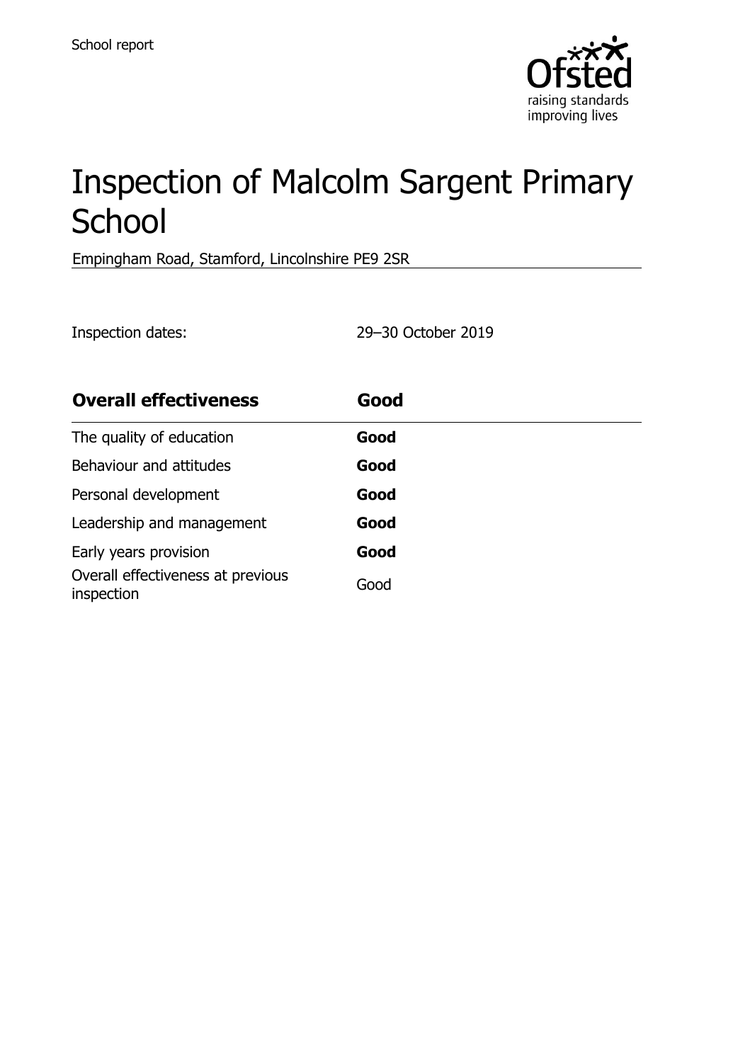School report

Ofsted
raising standards
improving lives

# Inspection of Malcolm Sargent Primary School

Empingham Road, Stamford, Lincolnshire PE9 2SR

Inspection dates: 29–30 October 2019

| **Overall effectiveness** | **Good** |
| --- | --- |
| The quality of education | **Good** |
| Behaviour and attitudes | **Good** |
| Personal development | **Good** |
| Leadership and management | **Good** |
| Early years provision | **Good** |
| Overall effectiveness at previous inspection | Good |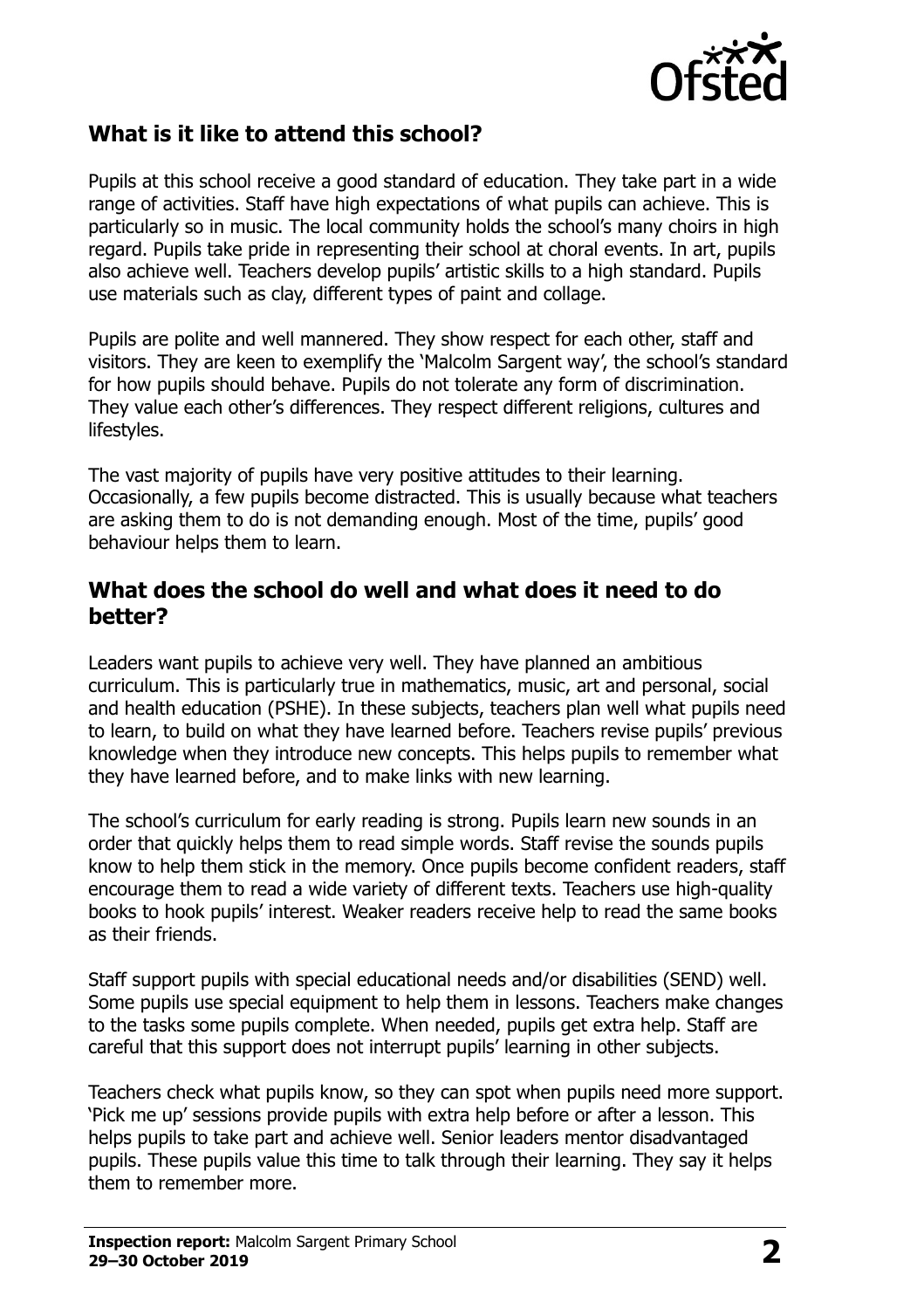## What is it like to attend this school?

Pupils at this school receive a good standard of education. They take part in a wide range of activities. Staff have high expectations of what pupils can achieve. This is particularly so in music. The local community holds the school's many choirs in high regard. Pupils take pride in representing their school at choral events. In art, pupils also achieve well. Teachers develop pupils' artistic skills to a high standard. Pupils use materials such as clay, different types of paint and collage.

Pupils are polite and well mannered. They show respect for each other, staff and visitors. They are keen to exemplify the 'Malcolm Sargent way', the school's standard for how pupils should behave. Pupils do not tolerate any form of discrimination. They value each other's differences. They respect different religions, cultures and lifestyles.

The vast majority of pupils have very positive attitudes to their learning. Occasionally, a few pupils become distracted. This is usually because what teachers are asking them to do is not demanding enough. Most of the time, pupils' good behaviour helps them to learn.

## What does the school do well and what does it need to do better?

Leaders want pupils to achieve very well. They have planned an ambitious curriculum. This is particularly true in mathematics, music, art and personal, social and health education (PSHE). In these subjects, teachers plan well what pupils need to learn, to build on what they have learned before. Teachers revise pupils' previous knowledge when they introduce new concepts. This helps pupils to remember what they have learned before, and to make links with new learning.

The school's curriculum for early reading is strong. Pupils learn new sounds in an order that quickly helps them to read simple words. Staff revise the sounds pupils know to help them stick in the memory. Once pupils become confident readers, staff encourage them to read a wide variety of different texts. Teachers use high-quality books to hook pupils' interest. Weaker readers receive help to read the same books as their friends.

Staff support pupils with special educational needs and/or disabilities (SEND) well. Some pupils use special equipment to help them in lessons. Teachers make changes to the tasks some pupils complete. When needed, pupils get extra help. Staff are careful that this support does not interrupt pupils' learning in other subjects.

Teachers check what pupils know, so they can spot when pupils need more support. 'Pick me up' sessions provide pupils with extra help before or after a lesson. This helps pupils to take part and achieve well. Senior leaders mentor disadvantaged pupils. These pupils value this time to talk through their learning. They say it helps them to remember more.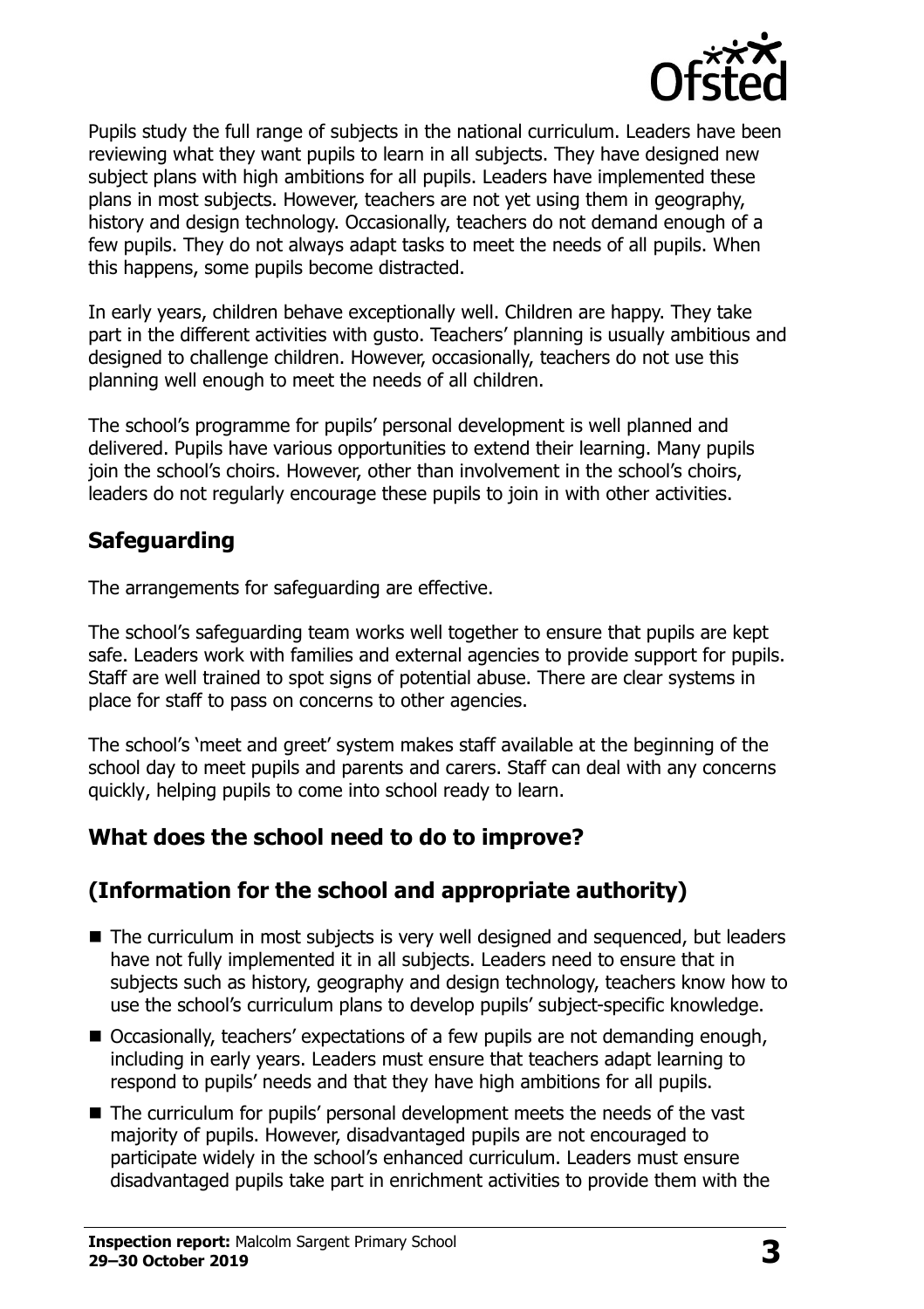Pupils study the full range of subjects in the national curriculum. Leaders have been reviewing what they want pupils to learn in all subjects. They have designed new subject plans with high ambitions for all pupils. Leaders have implemented these plans in most subjects. However, teachers are not yet using them in geography, history and design technology. Occasionally, teachers do not demand enough of a few pupils. They do not always adapt tasks to meet the needs of all pupils. When this happens, some pupils become distracted.

In early years, children behave exceptionally well. Children are happy. They take part in the different activities with gusto. Teachers' planning is usually ambitious and designed to challenge children. However, occasionally, teachers do not use this planning well enough to meet the needs of all children.

The school's programme for pupils' personal development is well planned and delivered. Pupils have various opportunities to extend their learning. Many pupils join the school's choirs. However, other than involvement in the school's choirs, leaders do not regularly encourage these pupils to join in with other activities.

## Safeguarding

The arrangements for safeguarding are effective.

The school's safeguarding team works well together to ensure that pupils are kept safe. Leaders work with families and external agencies to provide support for pupils. Staff are well trained to spot signs of potential abuse. There are clear systems in place for staff to pass on concerns to other agencies.

The school's 'meet and greet' system makes staff available at the beginning of the school day to meet pupils and parents and carers. Staff can deal with any concerns quickly, helping pupils to come into school ready to learn.

## What does the school need to do to improve?

## (Information for the school and appropriate authority)

- The curriculum in most subjects is very well designed and sequenced, but leaders have not fully implemented it in all subjects. Leaders need to ensure that in subjects such as history, geography and design technology, teachers know how to use the school's curriculum plans to develop pupils' subject-specific knowledge.
- Occasionally, teachers' expectations of a few pupils are not demanding enough, including in early years. Leaders must ensure that teachers adapt learning to respond to pupils' needs and that they have high ambitions for all pupils.
- The curriculum for pupils' personal development meets the needs of the vast majority of pupils. However, disadvantaged pupils are not encouraged to participate widely in the school's enhanced curriculum. Leaders must ensure disadvantaged pupils take part in enrichment activities to provide them with the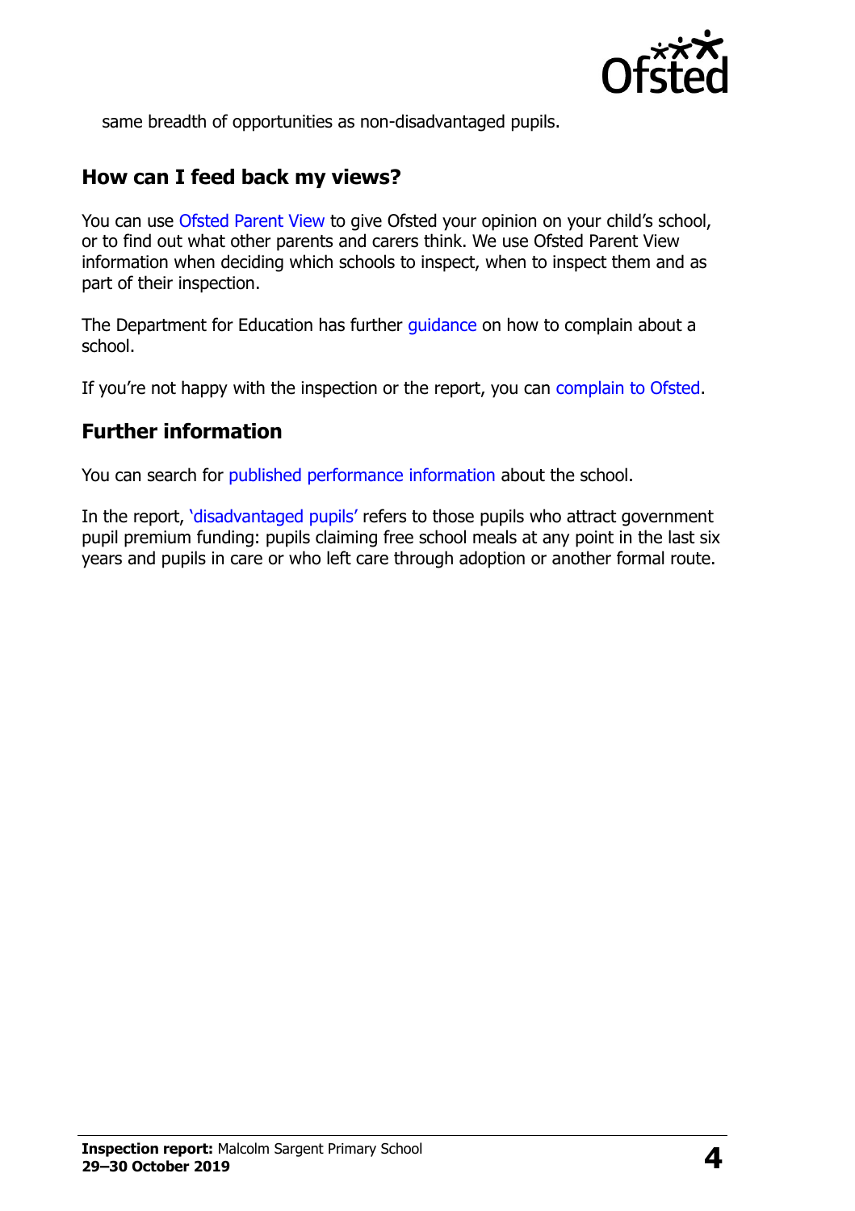same breadth of opportunities as non-disadvantaged pupils.

## How can I feed back my views?

You can use Ofsted Parent View to give Ofsted your opinion on your child's school, or to find out what other parents and carers think. We use Ofsted Parent View information when deciding which schools to inspect, when to inspect them and as part of their inspection.

The Department for Education has further guidance on how to complain about a school.

If you're not happy with the inspection or the report, you can complain to Ofsted.

## Further information

You can search for published performance information about the school.

In the report, 'disadvantaged pupils' refers to those pupils who attract government pupil premium funding: pupils claiming free school meals at any point in the last six years and pupils in care or who left care through adoption or another formal route.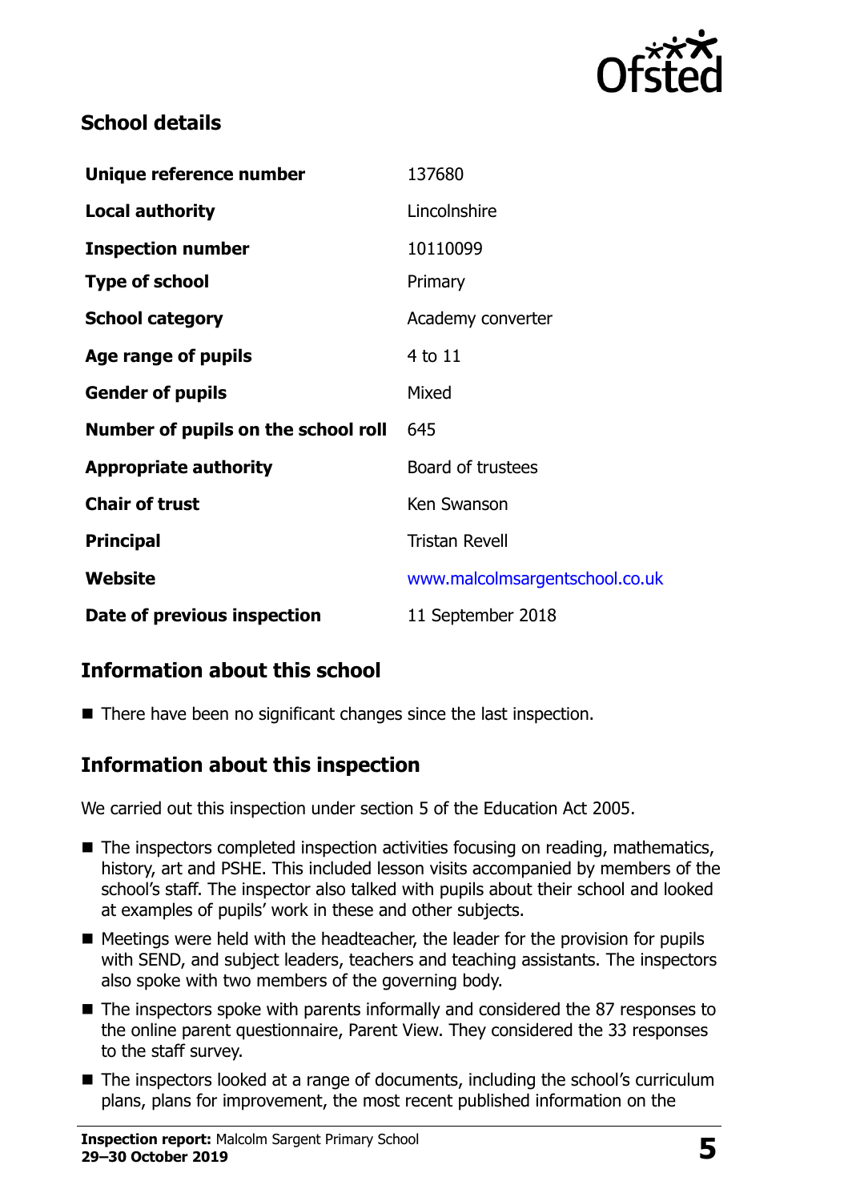## School details

| | |
|---|---|
| **Unique reference number** | 137680 |
| **Local authority** | Lincolnshire |
| **Inspection number** | 10110099 |
| **Type of school** | Primary |
| **School category** | Academy converter |
| **Age range of pupils** | 4 to 11 |
| **Gender of pupils** | Mixed |
| **Number of pupils on the school roll** | 645 |
| **Appropriate authority** | Board of trustees |
| **Chair of trust** | Ken Swanson |
| **Principal** | Tristan Revell |
| **Website** | www.malcolmsargentschool.co.uk |
| **Date of previous inspection** | 11 September 2018 |

## Information about this school

- There have been no significant changes since the last inspection.

## Information about this inspection

We carried out this inspection under section 5 of the Education Act 2005.

- The inspectors completed inspection activities focusing on reading, mathematics, history, art and PSHE. This included lesson visits accompanied by members of the school's staff. The inspector also talked with pupils about their school and looked at examples of pupils' work in these and other subjects.
- Meetings were held with the headteacher, the leader for the provision for pupils with SEND, and subject leaders, teachers and teaching assistants. The inspectors also spoke with two members of the governing body.
- The inspectors spoke with parents informally and considered the 87 responses to the online parent questionnaire, Parent View. They considered the 33 responses to the staff survey.
- The inspectors looked at a range of documents, including the school's curriculum plans, plans for improvement, the most recent published information on the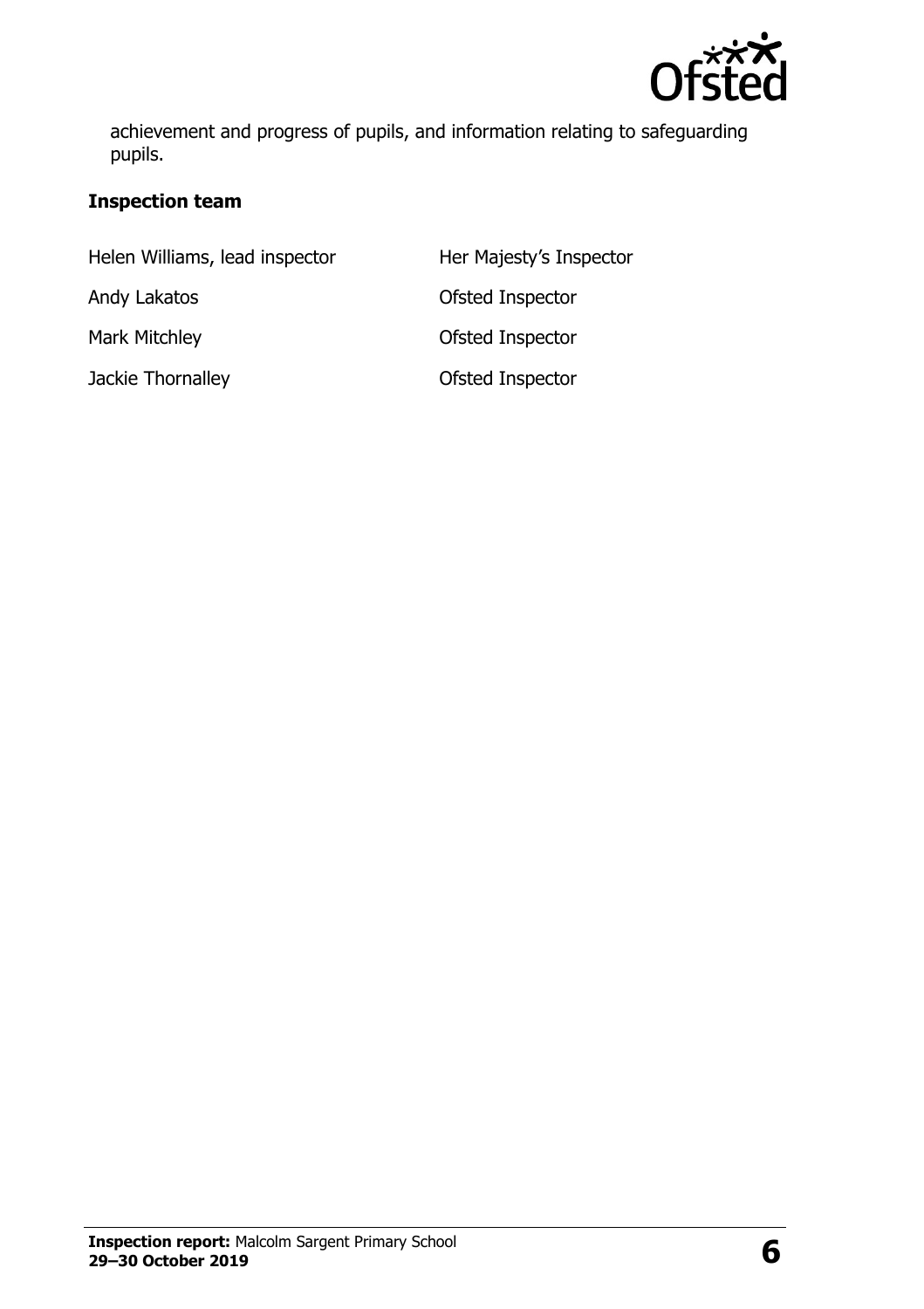achievement and progress of pupils, and information relating to safeguarding pupils.

### Inspection team

| | |
|---|---|
| Helen Williams, lead inspector | Her Majesty's Inspector |
| Andy Lakatos | Ofsted Inspector |
| Mark Mitchley | Ofsted Inspector |
| Jackie Thornalley | Ofsted Inspector |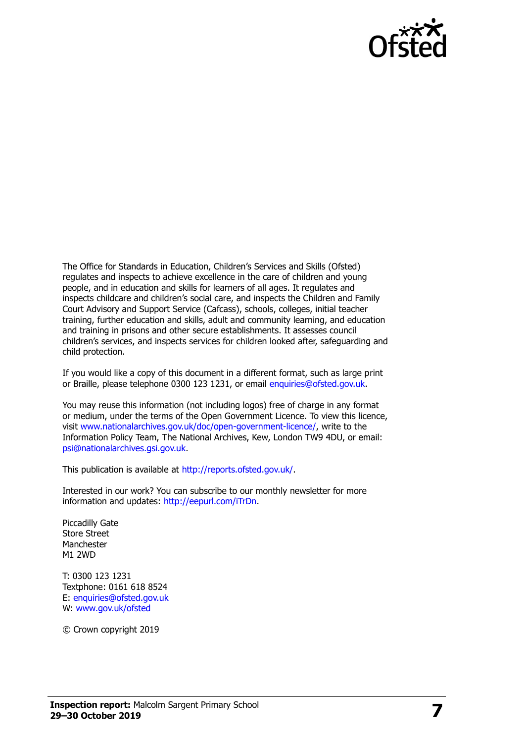The Office for Standards in Education, Children's Services and Skills (Ofsted) regulates and inspects to achieve excellence in the care of children and young people, and in education and skills for learners of all ages. It regulates and inspects childcare and children's social care, and inspects the Children and Family Court Advisory and Support Service (Cafcass), schools, colleges, initial teacher training, further education and skills, adult and community learning, and education and training in prisons and other secure establishments. It assesses council children's services, and inspects services for children looked after, safeguarding and child protection.

If you would like a copy of this document in a different format, such as large print or Braille, please telephone 0300 123 1231, or email enquiries@ofsted.gov.uk.

You may reuse this information (not including logos) free of charge in any format or medium, under the terms of the Open Government Licence. To view this licence, visit www.nationalarchives.gov.uk/doc/open-government-licence/, write to the Information Policy Team, The National Archives, Kew, London TW9 4DU, or email: psi@nationalarchives.gsi.gov.uk.

This publication is available at http://reports.ofsted.gov.uk/.

Interested in our work? You can subscribe to our monthly newsletter for more information and updates: http://eepurl.com/iTrDn.

Piccadilly Gate
Store Street
Manchester
M1 2WD

T: 0300 123 1231
Textphone: 0161 618 8524
E: enquiries@ofsted.gov.uk
W: www.gov.uk/ofsted

© Crown copyright 2019